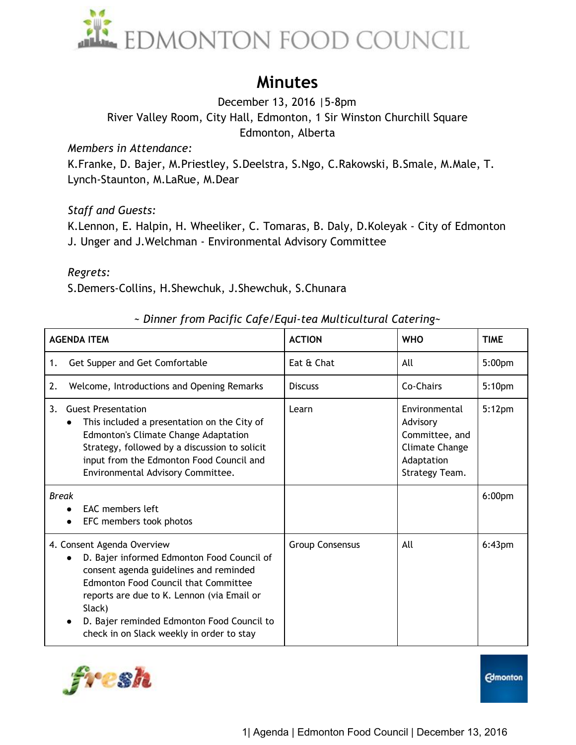EDMONTON FOOD COUNCIL

# Minutes

December 13, 2016 |5-8pm
River Valley Room, City Hall, Edmonton, 1 Sir Winston Churchill Square
Edmonton, Alberta

*Members in Attendance:*
K.Franke, D. Bajer, M.Priestley, S.Deelstra, S.Ngo, C.Rakowski, B.Smale, M.Male, T. Lynch-Staunton, M.LaRue, M.Dear

*Staff and Guests:*
K.Lennon, E. Halpin, H. Wheeliker, C. Tomaras, B. Daly, D.Koleyak - City of Edmonton
J. Unger and J.Welchman - Environmental Advisory Committee

*Regrets:*
S.Demers-Collins, H.Shewchuk, J.Shewchuk, S.Chunara

*~ Dinner from Pacific Cafe/Equi-tea Multicultural Catering~*

| AGENDA ITEM | ACTION | WHO | TIME |
|---|---|---|---|
| 1. Get Supper and Get Comfortable | Eat & Chat | All | 5:00pm |
| 2. Welcome, Introductions and Opening Remarks | Discuss | Co-Chairs | 5:10pm |
| 3. Guest Presentation<br>• This included a presentation on the City of Edmonton's Climate Change Adaptation Strategy, followed by a discussion to solicit input from the Edmonton Food Council and Environmental Advisory Committee. | Learn | Environmental Advisory Committee, and Climate Change Adaptation Strategy Team. | 5:12pm |
| *Break*<br>• EAC members left<br>• EFC members took photos | | | 6:00pm |
| 4. Consent Agenda Overview<br>• D. Bajer informed Edmonton Food Council of consent agenda guidelines and reminded Edmonton Food Council that Committee reports are due to K. Lennon (via Email or Slack)<br>• D. Bajer reminded Edmonton Food Council to check in on Slack weekly in order to stay | Group Consensus | All | 6:43pm |

fresh

Edmonton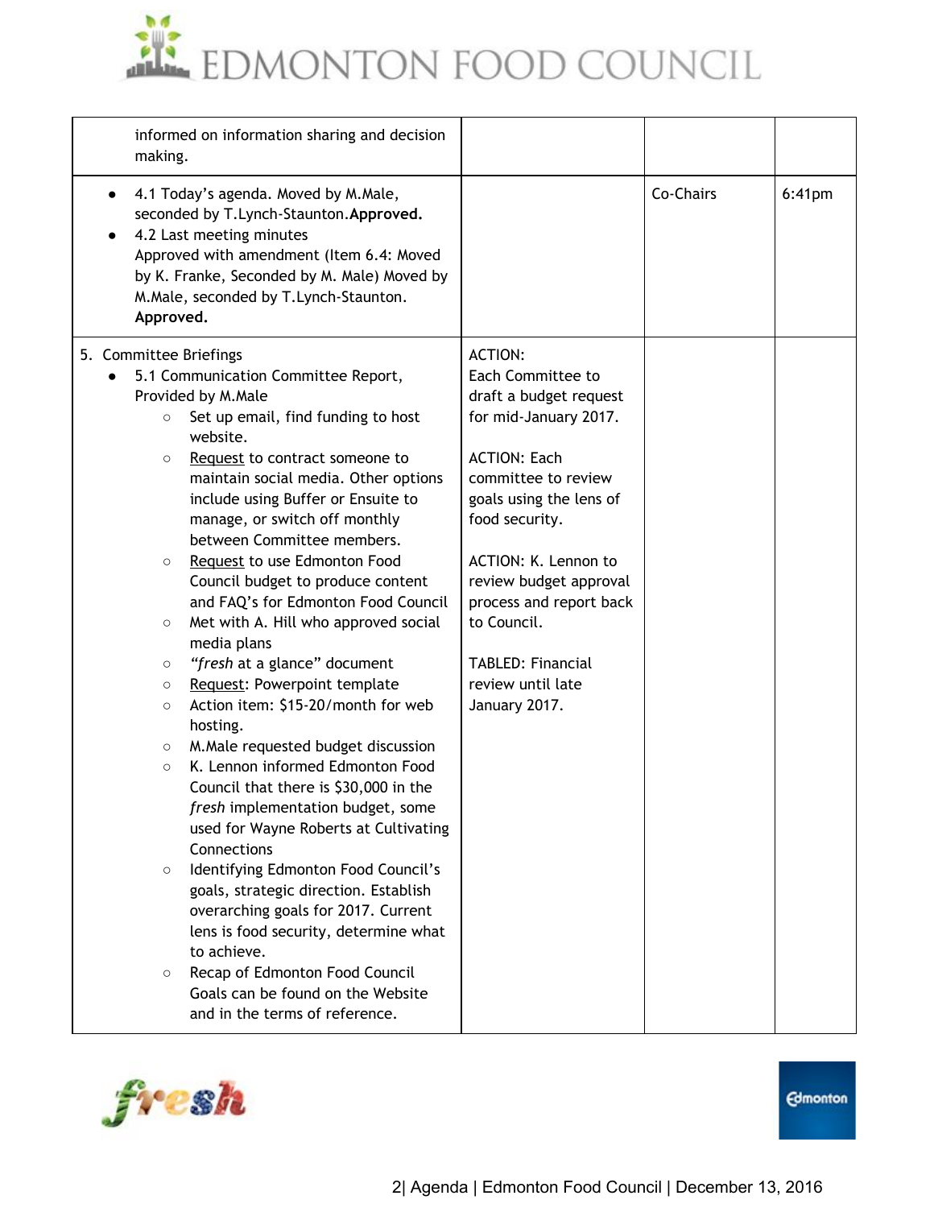| | | | |
|---|---|---|---|
| informed on information sharing and decision making. | | | |
| • 4.1 Today's agenda. Moved by M.Male, seconded by T.Lynch-Staunton. **Approved.**<br>• 4.2 Last meeting minutes<br>Approved with amendment (Item 6.4: Moved by K. Franke, Seconded by M. Male) Moved by M.Male, seconded by T.Lynch-Staunton. **Approved.** | | Co-Chairs | 6:41pm |
| 5. Committee Briefings<br>• 5.1 Communication Committee Report, Provided by M.Male<br>○ Set up email, find funding to host website.<br>○ Request to contract someone to maintain social media. Other options include using Buffer or Ensuite to manage, or switch off monthly between Committee members.<br>○ Request to use Edmonton Food Council budget to produce content and FAQ's for Edmonton Food Council<br>○ Met with A. Hill who approved social media plans<br>○ "*fresh* at a glance" document<br>○ Request: Powerpoint template<br>○ Action item: $15-20/month for web hosting.<br>○ M.Male requested budget discussion<br>○ K. Lennon informed Edmonton Food Council that there is $30,000 in the *fresh* implementation budget, some used for Wayne Roberts at Cultivating Connections<br>○ Identifying Edmonton Food Council's goals, strategic direction. Establish overarching goals for 2017. Current lens is food security, determine what to achieve.<br>○ Recap of Edmonton Food Council Goals can be found on the Website and in the terms of reference. | ACTION: Each Committee to draft a budget request for mid-January 2017.<br><br>ACTION: Each committee to review goals using the lens of food security.<br><br>ACTION: K. Lennon to review budget approval process and report back to Council.<br><br>TABLED: Financial review until late January 2017. | | |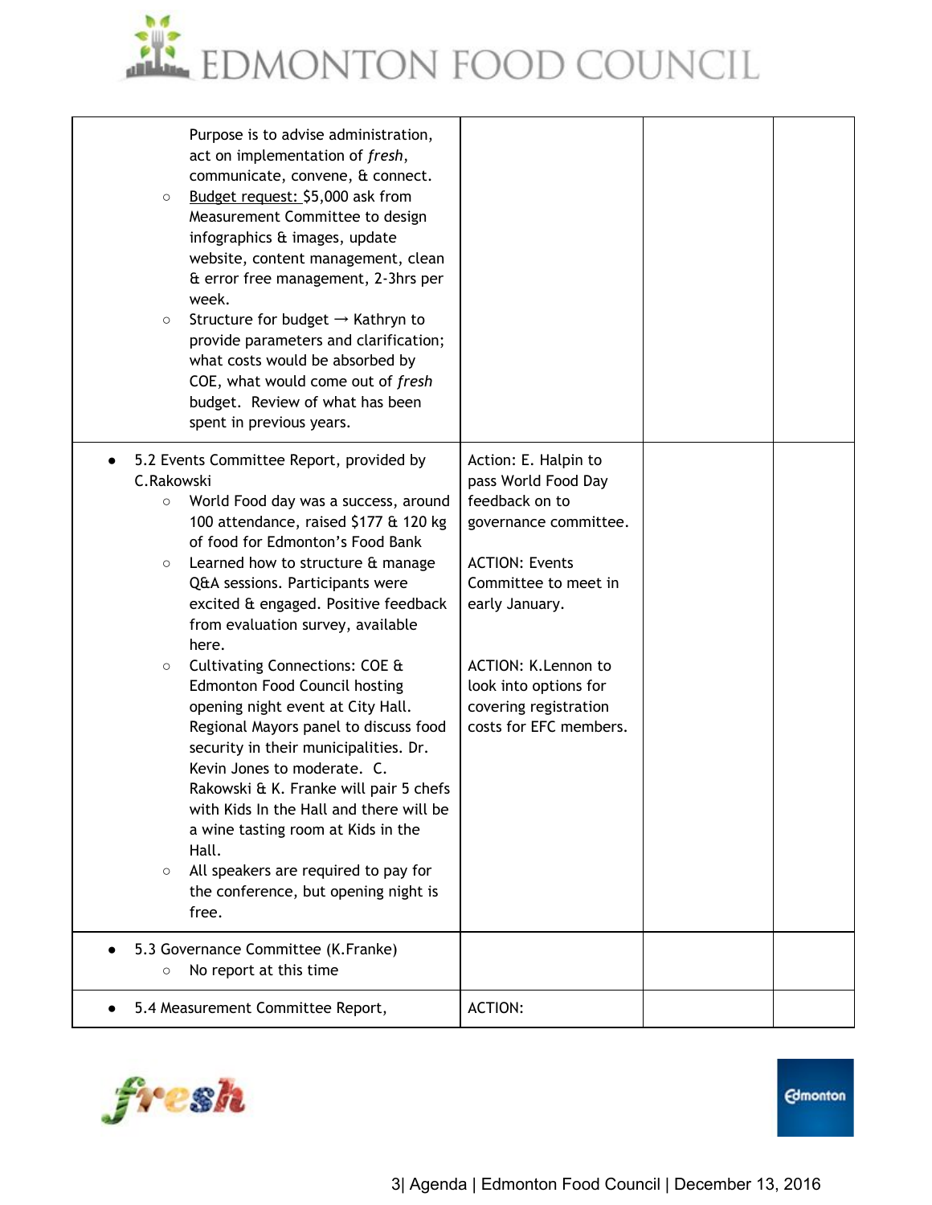| | | | |
|---|---|---|---|
| Purpose is to advise administration, act on implementation of *fresh*, communicate, convene, & connect.<br>◦ Budget request: $5,000 ask from Measurement Committee to design infographics & images, update website, content management, clean & error free management, 2-3hrs per week.<br>◦ Structure for budget → Kathryn to provide parameters and clarification; what costs would be absorbed by COE, what would come out of *fresh* budget. Review of what has been spent in previous years. | | | |
| • 5.2 Events Committee Report, provided by C.Rakowski<br>◦ World Food day was a success, around 100 attendance, raised $177 & 120 kg of food for Edmonton's Food Bank<br>◦ Learned how to structure & manage Q&A sessions. Participants were excited & engaged. Positive feedback from evaluation survey, available here.<br>◦ Cultivating Connections: COE & Edmonton Food Council hosting opening night event at City Hall. Regional Mayors panel to discuss food security in their municipalities. Dr. Kevin Jones to moderate. C. Rakowski & K. Franke will pair 5 chefs with Kids In the Hall and there will be a wine tasting room at Kids in the Hall.<br>◦ All speakers are required to pay for the conference, but opening night is free. | Action: E. Halpin to pass World Food Day feedback on to governance committee.<br><br>ACTION: Events Committee to meet in early January.<br><br>ACTION: K.Lennon to look into options for covering registration costs for EFC members. | | |
| • 5.3 Governance Committee (K.Franke)<br>◦ No report at this time | | | |
| • 5.4 Measurement Committee Report, | ACTION: | | |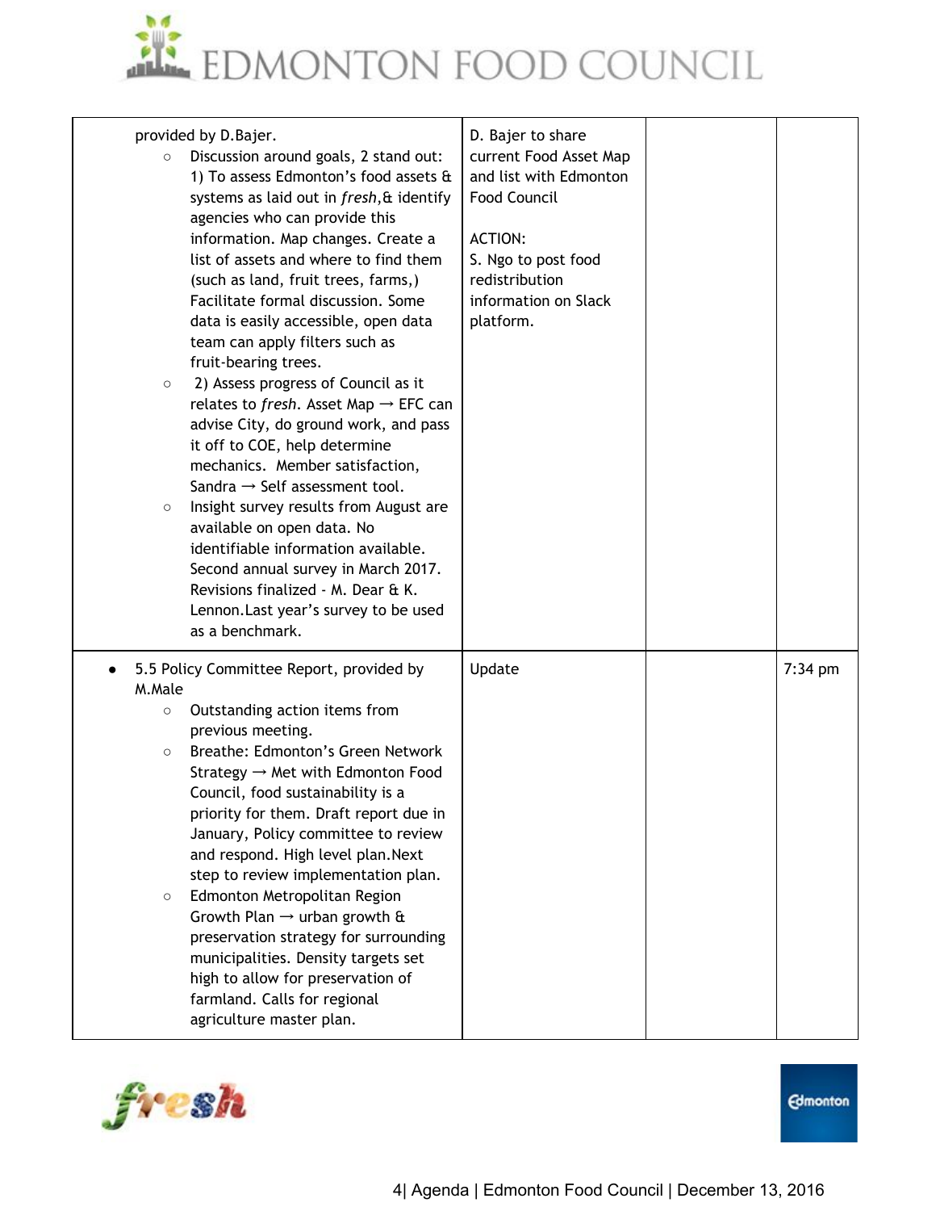| | | | |
|---|---|---|---|
| provided by D.Bajer.<br>◦ Discussion around goals, 2 stand out: 1) To assess Edmonton's food assets & systems as laid out in *fresh*,& identify agencies who can provide this information. Map changes. Create a list of assets and where to find them (such as land, fruit trees, farms,) Facilitate formal discussion. Some data is easily accessible, open data team can apply filters such as fruit-bearing trees.<br>◦ 2) Assess progress of Council as it relates to *fresh*. Asset Map → EFC can advise City, do ground work, and pass it off to COE, help determine mechanics. Member satisfaction, Sandra → Self assessment tool.<br>◦ Insight survey results from August are available on open data. No identifiable information available. Second annual survey in March 2017. Revisions finalized - M. Dear & K. Lennon.Last year's survey to be used as a benchmark. | D. Bajer to share current Food Asset Map and list with Edmonton Food Council<br><br>ACTION:<br>S. Ngo to post food redistribution information on Slack platform. | | |
| • 5.5 Policy Committee Report, provided by M.Male<br>◦ Outstanding action items from previous meeting.<br>◦ Breathe: Edmonton's Green Network Strategy → Met with Edmonton Food Council, food sustainability is a priority for them. Draft report due in January, Policy committee to review and respond. High level plan.Next step to review implementation plan.<br>◦ Edmonton Metropolitan Region Growth Plan → urban growth & preservation strategy for surrounding municipalities. Density targets set high to allow for preservation of farmland. Calls for regional agriculture master plan. | Update | | 7:34 pm |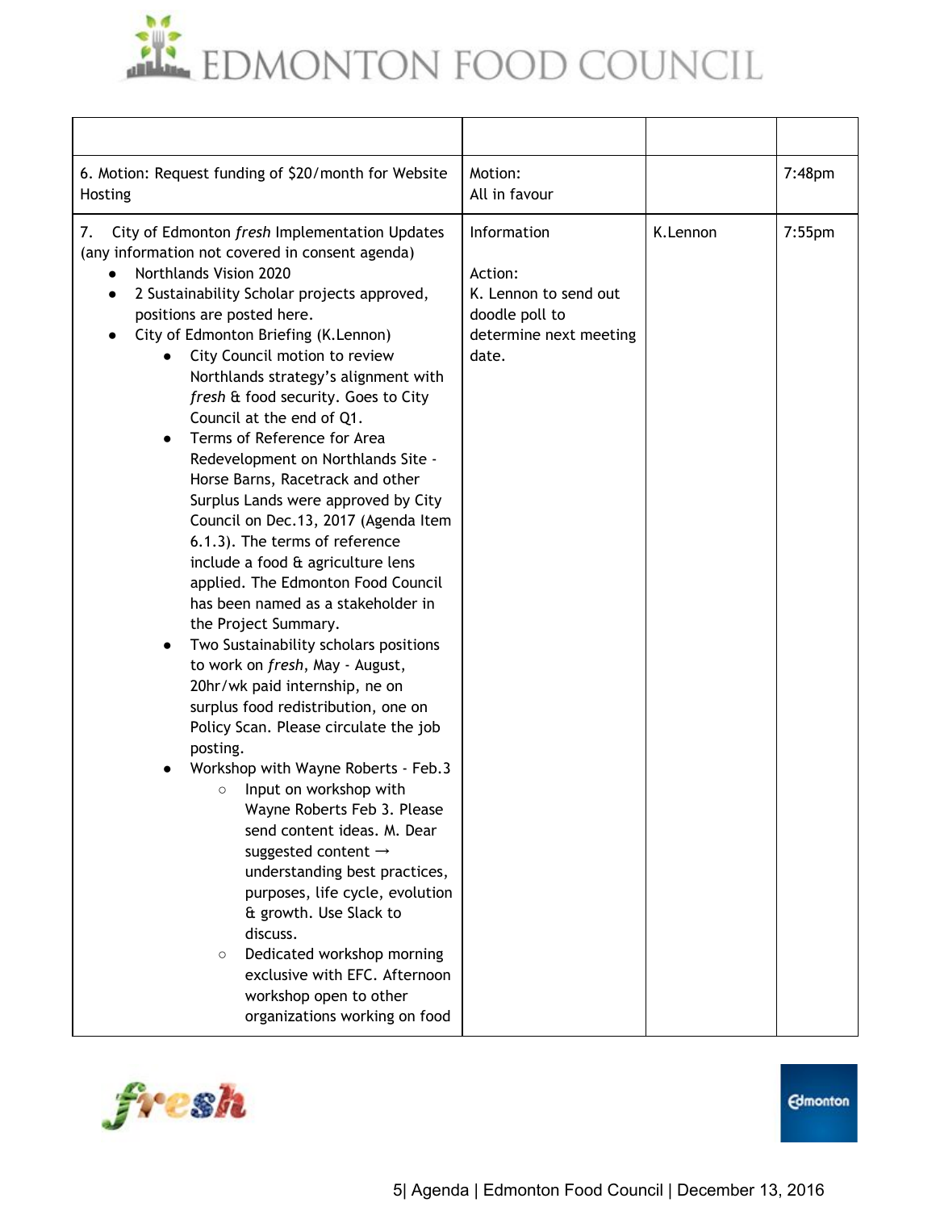| | | | |
|---|---|---|---|
| 6. Motion: Request funding of $20/month for Website Hosting | Motion:<br>All in favour | | 7:48pm |
| 7. City of Edmonton *fresh* Implementation Updates (any information not covered in consent agenda)<br>• Northlands Vision 2020<br>• 2 Sustainability Scholar projects approved, positions are posted here.<br>• City of Edmonton Briefing (K.Lennon)<br>&nbsp;&nbsp;&nbsp;&nbsp;• City Council motion to review Northlands strategy's alignment with *fresh* & food security. Goes to City Council at the end of Q1.<br>&nbsp;&nbsp;&nbsp;&nbsp;• Terms of Reference for Area Redevelopment on Northlands Site - Horse Barns, Racetrack and other Surplus Lands were approved by City Council on Dec.13, 2017 (Agenda Item 6.1.3). The terms of reference include a food & agriculture lens applied. The Edmonton Food Council has been named as a stakeholder in the Project Summary.<br>&nbsp;&nbsp;&nbsp;&nbsp;• Two Sustainability scholars positions to work on *fresh*, May - August, 20hr/wk paid internship, ne on surplus food redistribution, one on Policy Scan. Please circulate the job posting.<br>&nbsp;&nbsp;&nbsp;&nbsp;• Workshop with Wayne Roberts - Feb.3<br>&nbsp;&nbsp;&nbsp;&nbsp;&nbsp;&nbsp;&nbsp;&nbsp;○ Input on workshop with Wayne Roberts Feb 3. Please send content ideas. M. Dear suggested content → understanding best practices, purposes, life cycle, evolution & growth. Use Slack to discuss.<br>&nbsp;&nbsp;&nbsp;&nbsp;&nbsp;&nbsp;&nbsp;&nbsp;○ Dedicated workshop morning exclusive with EFC. Afternoon workshop open to other organizations working on food | Information<br><br>Action:<br>K. Lennon to send out doodle poll to determine next meeting date. | K.Lennon | 7:55pm |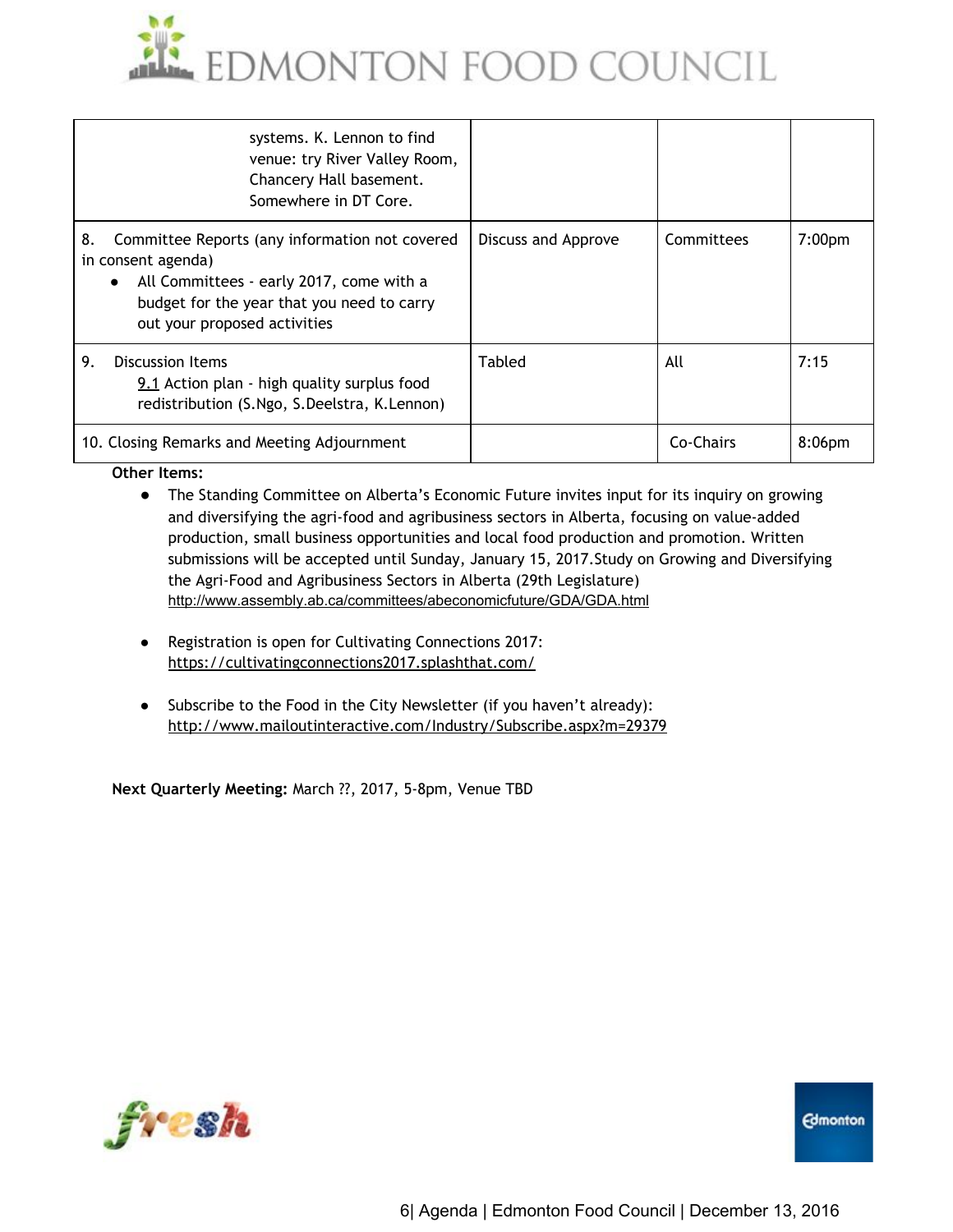| | | | |
|---|---|---|---|
| systems. K. Lennon to find venue: try River Valley Room, Chancery Hall basement. Somewhere in DT Core. | | | |
| 8. Committee Reports (any information not covered in consent agenda)<br>• All Committees - early 2017, come with a budget for the year that you need to carry out your proposed activities | Discuss and Approve | Committees | 7:00pm |
| 9. Discussion Items<br>9.1 Action plan - high quality surplus food redistribution (S.Ngo, S.Deelstra, K.Lennon) | Tabled | All | 7:15 |
| 10. Closing Remarks and Meeting Adjournment | | Co-Chairs | 8:06pm |

**Other Items:**

- The Standing Committee on Alberta's Economic Future invites input for its inquiry on growing and diversifying the agri-food and agribusiness sectors in Alberta, focusing on value-added production, small business opportunities and local food production and promotion. Written submissions will be accepted until Sunday, January 15, 2017.Study on Growing and Diversifying the Agri-Food and Agribusiness Sectors in Alberta (29th Legislature) http://www.assembly.ab.ca/committees/abeconomicfuture/GDA/GDA.html

- Registration is open for Cultivating Connections 2017: https://cultivatingconnections2017.splashthat.com/

- Subscribe to the Food in the City Newsletter (if you haven't already): http://www.mailoutinteractive.com/Industry/Subscribe.aspx?m=29379

**Next Quarterly Meeting:** March ??, 2017, 5-8pm, Venue TBD